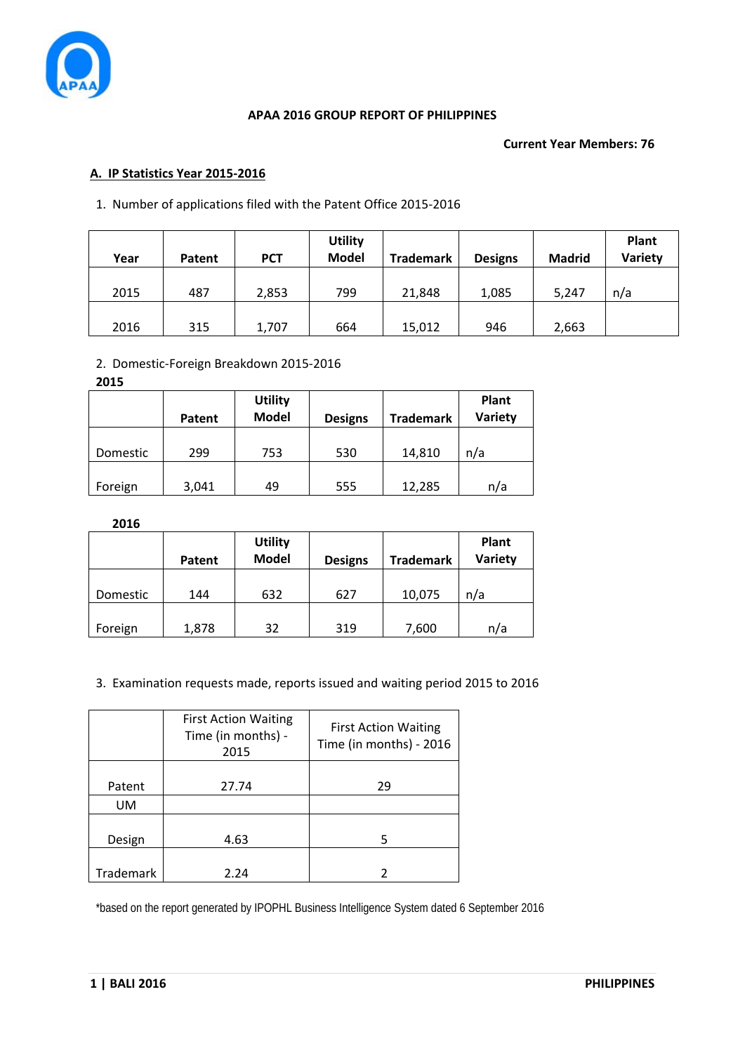**APAA 2016 GROUP REPORT OF PHILIPPINES**

**Current Year Members: 76**

## A. IP Statistics Year 2015-2016

1. Number of applications filed with the Patent Office 2015-2016

| Year | Patent | PCT | Utility Model | Trademark | Designs | Madrid | Plant Variety |
|---|---|---|---|---|---|---|---|
| 2015 | 487 | 2,853 | 799 | 21,848 | 1,085 | 5,247 | n/a |
| 2016 | 315 | 1,707 | 664 | 15,012 | 946 | 2,663 | |

2. Domestic-Foreign Breakdown 2015-2016

**2015**

| | Patent | Utility Model | Designs | Trademark | Plant Variety |
|---|---|---|---|---|---|
| Domestic | 299 | 753 | 530 | 14,810 | n/a |
| Foreign | 3,041 | 49 | 555 | 12,285 | n/a |

**2016**

| | Patent | Utility Model | Designs | Trademark | Plant Variety |
|---|---|---|---|---|---|
| Domestic | 144 | 632 | 627 | 10,075 | n/a |
| Foreign | 1,878 | 32 | 319 | 7,600 | n/a |

3. Examination requests made, reports issued and waiting period 2015 to 2016

| | First Action Waiting Time (in months) - 2015 | First Action Waiting Time (in months) - 2016 |
|---|---|---|
| Patent | 27.74 | 29 |
| UM | | |
| Design | 4.63 | 5 |
| Trademark | 2.24 | 2 |

*based on the report generated by IPOPHL Business Intelligence System dated 6 September 2016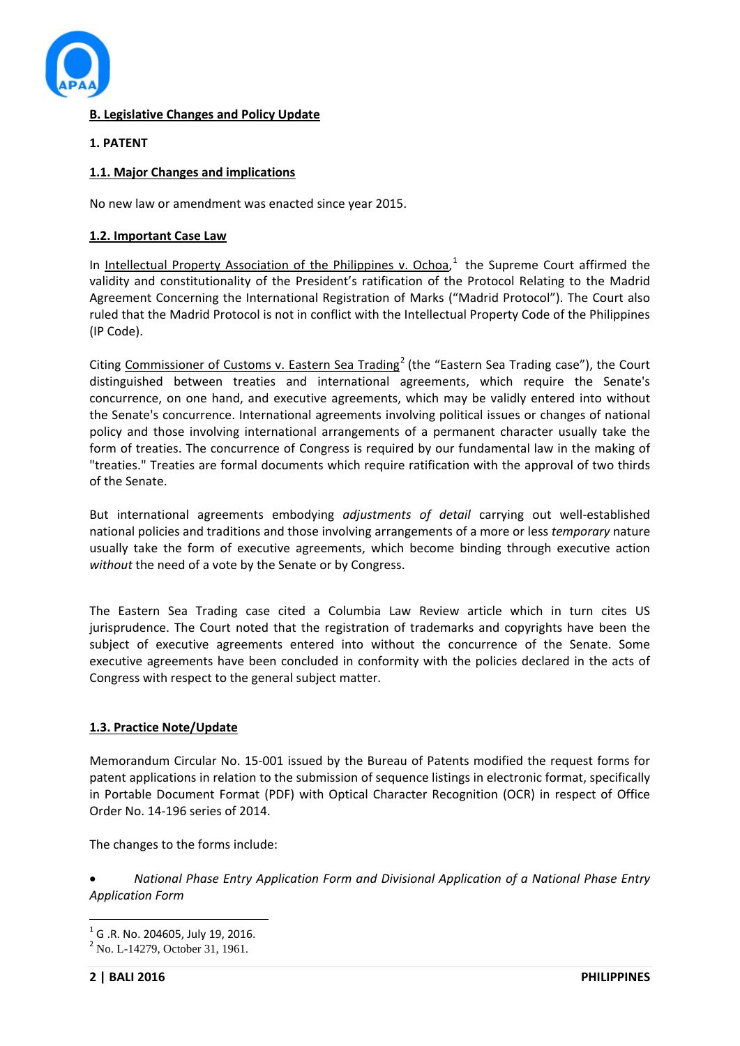## B. Legislative Changes and Policy Update

### 1. PATENT

#### 1.1. Major Changes and implications

No new law or amendment was enacted since year 2015.

#### 1.2. Important Case Law

In Intellectual Property Association of the Philippines v. Ochoa,[1] the Supreme Court affirmed the validity and constitutionality of the President's ratification of the Protocol Relating to the Madrid Agreement Concerning the International Registration of Marks ("Madrid Protocol"). The Court also ruled that the Madrid Protocol is not in conflict with the Intellectual Property Code of the Philippines (IP Code).

Citing Commissioner of Customs v. Eastern Sea Trading[2] (the "Eastern Sea Trading case"), the Court distinguished between treaties and international agreements, which require the Senate's concurrence, on one hand, and executive agreements, which may be validly entered into without the Senate's concurrence. International agreements involving political issues or changes of national policy and those involving international arrangements of a permanent character usually take the form of treaties. The concurrence of Congress is required by our fundamental law in the making of "treaties." Treaties are formal documents which require ratification with the approval of two thirds of the Senate.

But international agreements embodying *adjustments of detail* carrying out well-established national policies and traditions and those involving arrangements of a more or less *temporary* nature usually take the form of executive agreements, which become binding through executive action *without* the need of a vote by the Senate or by Congress.

The Eastern Sea Trading case cited a Columbia Law Review article which in turn cites US jurisprudence. The Court noted that the registration of trademarks and copyrights have been the subject of executive agreements entered into without the concurrence of the Senate. Some executive agreements have been concluded in conformity with the policies declared in the acts of Congress with respect to the general subject matter.

#### 1.3. Practice Note/Update

Memorandum Circular No. 15-001 issued by the Bureau of Patents modified the request forms for patent applications in relation to the submission of sequence listings in electronic format, specifically in Portable Document Format (PDF) with Optical Character Recognition (OCR) in respect of Office Order No. 14-196 series of 2014.

The changes to the forms include:

- *National Phase Entry Application Form and Divisional Application of a National Phase Entry Application Form*

---

[1] G .R. No. 204605, July 19, 2016.

[2] No. L-14279, October 31, 1961.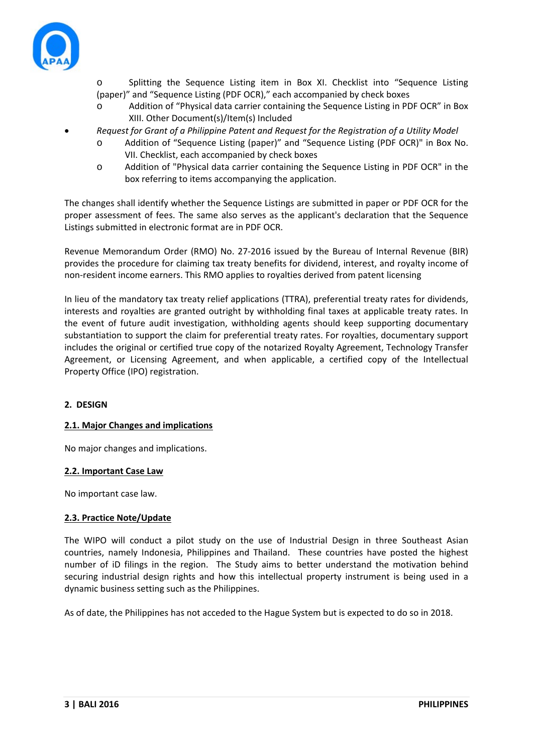- Splitting the Sequence Listing item in Box XI. Checklist into “Sequence Listing (paper)” and “Sequence Listing (PDF OCR),” each accompanied by check boxes
  - Addition of “Physical data carrier containing the Sequence Listing in PDF OCR” in Box XIII. Other Document(s)/Item(s) Included
- *Request for Grant of a Philippine Patent and Request for the Registration of a Utility Model*
  - Addition of “Sequence Listing (paper)” and “Sequence Listing (PDF OCR)" in Box No. VII. Checklist, each accompanied by check boxes
  - Addition of "Physical data carrier containing the Sequence Listing in PDF OCR" in the box referring to items accompanying the application.

The changes shall identify whether the Sequence Listings are submitted in paper or PDF OCR for the proper assessment of fees. The same also serves as the applicant's declaration that the Sequence Listings submitted in electronic format are in PDF OCR.

Revenue Memorandum Order (RMO) No. 27-2016 issued by the Bureau of Internal Revenue (BIR) provides the procedure for claiming tax treaty benefits for dividend, interest, and royalty income of non-resident income earners. This RMO applies to royalties derived from patent licensing

In lieu of the mandatory tax treaty relief applications (TTRA), preferential treaty rates for dividends, interests and royalties are granted outright by withholding final taxes at applicable treaty rates. In the event of future audit investigation, withholding agents should keep supporting documentary substantiation to support the claim for preferential treaty rates. For royalties, documentary support includes the original or certified true copy of the notarized Royalty Agreement, Technology Transfer Agreement, or Licensing Agreement, and when applicable, a certified copy of the Intellectual Property Office (IPO) registration.

## 2. DESIGN

### 2.1. Major Changes and implications

No major changes and implications.

### 2.2. Important Case Law

No important case law.

### 2.3. Practice Note/Update

The WIPO will conduct a pilot study on the use of Industrial Design in three Southeast Asian countries, namely Indonesia, Philippines and Thailand. These countries have posted the highest number of iD filings in the region. The Study aims to better understand the motivation behind securing industrial design rights and how this intellectual property instrument is being used in a dynamic business setting such as the Philippines.

As of date, the Philippines has not acceded to the Hague System but is expected to do so in 2018.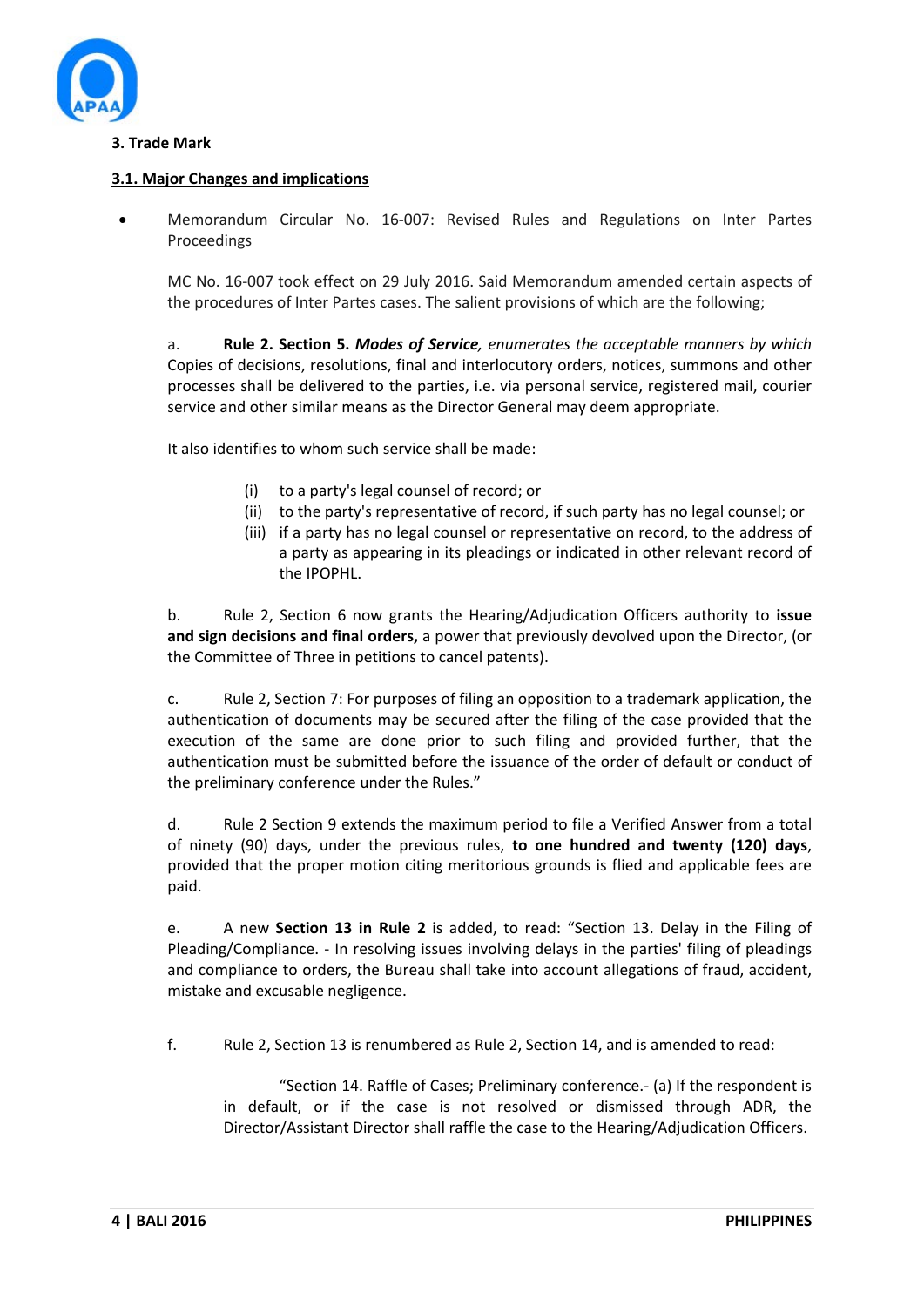**3. Trade Mark**

**3.1. Major Changes and implications**

- Memorandum Circular No. 16-007: Revised Rules and Regulations on Inter Partes Proceedings

  MC No. 16-007 took effect on 29 July 2016. Said Memorandum amended certain aspects of the procedures of Inter Partes cases. The salient provisions of which are the following;

  a. **Rule 2. Section 5.** ***Modes of Service****, enumerates the acceptable manners by which* Copies of decisions, resolutions, final and interlocutory orders, notices, summons and other processes shall be delivered to the parties, i.e. via personal service, registered mail, courier service and other similar means as the Director General may deem appropriate.

  It also identifies to whom such service shall be made:

  (i) to a party's legal counsel of record; or
  (ii) to the party's representative of record, if such party has no legal counsel; or
  (iii) if a party has no legal counsel or representative on record, to the address of a party as appearing in its pleadings or indicated in other relevant record of the IPOPHL.

  b. Rule 2, Section 6 now grants the Hearing/Adjudication Officers authority to **issue and sign decisions and final orders,** a power that previously devolved upon the Director, (or the Committee of Three in petitions to cancel patents).

  c. Rule 2, Section 7: For purposes of filing an opposition to a trademark application, the authentication of documents may be secured after the filing of the case provided that the execution of the same are done prior to such filing and provided further, that the authentication must be submitted before the issuance of the order of default or conduct of the preliminary conference under the Rules."

  d. Rule 2 Section 9 extends the maximum period to file a Verified Answer from a total of ninety (90) days, under the previous rules, **to one hundred and twenty (120) days**, provided that the proper motion citing meritorious grounds is flied and applicable fees are paid.

  e. A new **Section 13 in Rule 2** is added, to read: "Section 13. Delay in the Filing of Pleading/Compliance. - In resolving issues involving delays in the parties' filing of pleadings and compliance to orders, the Bureau shall take into account allegations of fraud, accident, mistake and excusable negligence.

  f. Rule 2, Section 13 is renumbered as Rule 2, Section 14, and is amended to read:

  > "Section 14. Raffle of Cases; Preliminary conference.- (a) If the respondent is in default, or if the case is not resolved or dismissed through ADR, the Director/Assistant Director shall raffle the case to the Hearing/Adjudication Officers.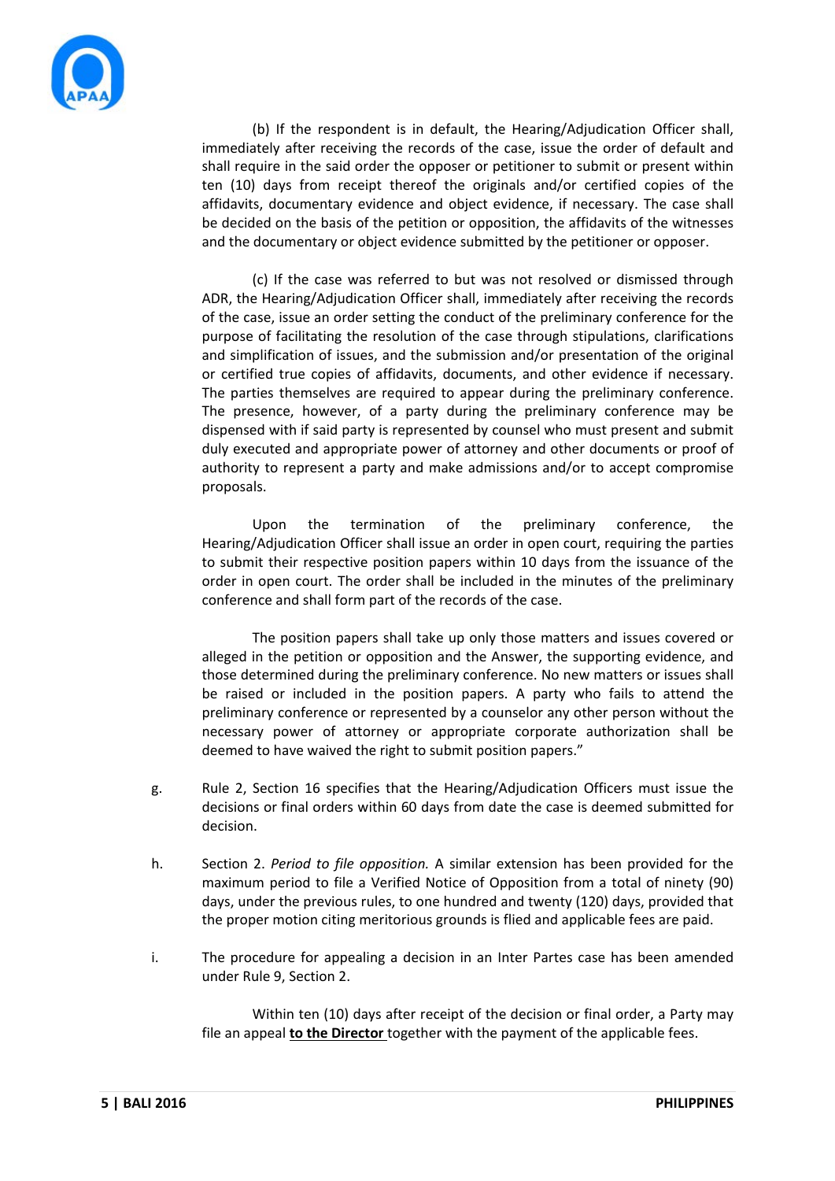(b) If the respondent is in default, the Hearing/Adjudication Officer shall, immediately after receiving the records of the case, issue the order of default and shall require in the said order the opposer or petitioner to submit or present within ten (10) days from receipt thereof the originals and/or certified copies of the affidavits, documentary evidence and object evidence, if necessary. The case shall be decided on the basis of the petition or opposition, the affidavits of the witnesses and the documentary or object evidence submitted by the petitioner or opposer.

(c) If the case was referred to but was not resolved or dismissed through ADR, the Hearing/Adjudication Officer shall, immediately after receiving the records of the case, issue an order setting the conduct of the preliminary conference for the purpose of facilitating the resolution of the case through stipulations, clarifications and simplification of issues, and the submission and/or presentation of the original or certified true copies of affidavits, documents, and other evidence if necessary. The parties themselves are required to appear during the preliminary conference. The presence, however, of a party during the preliminary conference may be dispensed with if said party is represented by counsel who must present and submit duly executed and appropriate power of attorney and other documents or proof of authority to represent a party and make admissions and/or to accept compromise proposals.

Upon the termination of the preliminary conference, the Hearing/Adjudication Officer shall issue an order in open court, requiring the parties to submit their respective position papers within 10 days from the issuance of the order in open court. The order shall be included in the minutes of the preliminary conference and shall form part of the records of the case.

The position papers shall take up only those matters and issues covered or alleged in the petition or opposition and the Answer, the supporting evidence, and those determined during the preliminary conference. No new matters or issues shall be raised or included in the position papers. A party who fails to attend the preliminary conference or represented by a counselor any other person without the necessary power of attorney or appropriate corporate authorization shall be deemed to have waived the right to submit position papers."

g. Rule 2, Section 16 specifies that the Hearing/Adjudication Officers must issue the decisions or final orders within 60 days from date the case is deemed submitted for decision.

h. Section 2. *Period to file opposition.* A similar extension has been provided for the maximum period to file a Verified Notice of Opposition from a total of ninety (90) days, under the previous rules, to one hundred and twenty (120) days, provided that the proper motion citing meritorious grounds is flied and applicable fees are paid.

i. The procedure for appealing a decision in an Inter Partes case has been amended under Rule 9, Section 2.

Within ten (10) days after receipt of the decision or final order, a Party may file an appeal **to the Director** together with the payment of the applicable fees.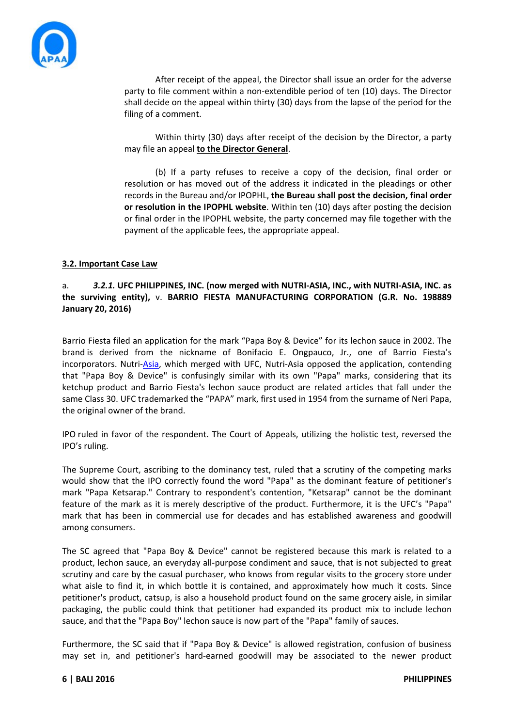After receipt of the appeal, the Director shall issue an order for the adverse party to file comment within a non-extendible period of ten (10) days. The Director shall decide on the appeal within thirty (30) days from the lapse of the period for the filing of a comment.

Within thirty (30) days after receipt of the decision by the Director, a party may file an appeal **to the Director General**.

(b) If a party refuses to receive a copy of the decision, final order or resolution or has moved out of the address it indicated in the pleadings or other records in the Bureau and/or IPOPHL, **the Bureau shall post the decision, final order or resolution in the IPOPHL website**. Within ten (10) days after posting the decision or final order in the IPOPHL website, the party concerned may file together with the payment of the applicable fees, the appropriate appeal.

### 3.2. Important Case Law

a. ***3.2.1.* UFC PHILIPPINES, INC. (now merged with NUTRI-ASIA, INC., with NUTRI-ASIA, INC. as the surviving entity),** v. **BARRIO FIESTA MANUFACTURING CORPORATION (G.R. No. 198889 January 20, 2016)**

Barrio Fiesta filed an application for the mark "Papa Boy & Device" for its lechon sauce in 2002. The brand is derived from the nickname of Bonifacio E. Ongpauco, Jr., one of Barrio Fiesta's incorporators. Nutri-Asia, which merged with UFC, Nutri-Asia opposed the application, contending that "Papa Boy & Device" is confusingly similar with its own "Papa" marks, considering that its ketchup product and Barrio Fiesta's lechon sauce product are related articles that fall under the same Class 30. UFC trademarked the "PAPA" mark, first used in 1954 from the surname of Neri Papa, the original owner of the brand.

IPO ruled in favor of the respondent. The Court of Appeals, utilizing the holistic test, reversed the IPO's ruling.

The Supreme Court, ascribing to the dominancy test, ruled that a scrutiny of the competing marks would show that the IPO correctly found the word "Papa" as the dominant feature of petitioner's mark "Papa Ketsarap." Contrary to respondent's contention, "Ketsarap" cannot be the dominant feature of the mark as it is merely descriptive of the product. Furthermore, it is the UFC's "Papa" mark that has been in commercial use for decades and has established awareness and goodwill among consumers.

The SC agreed that "Papa Boy & Device" cannot be registered because this mark is related to a product, lechon sauce, an everyday all-purpose condiment and sauce, that is not subjected to great scrutiny and care by the casual purchaser, who knows from regular visits to the grocery store under what aisle to find it, in which bottle it is contained, and approximately how much it costs. Since petitioner's product, catsup, is also a household product found on the same grocery aisle, in similar packaging, the public could think that petitioner had expanded its product mix to include lechon sauce, and that the "Papa Boy" lechon sauce is now part of the "Papa" family of sauces.

Furthermore, the SC said that if "Papa Boy & Device" is allowed registration, confusion of business may set in, and petitioner's hard-earned goodwill may be associated to the newer product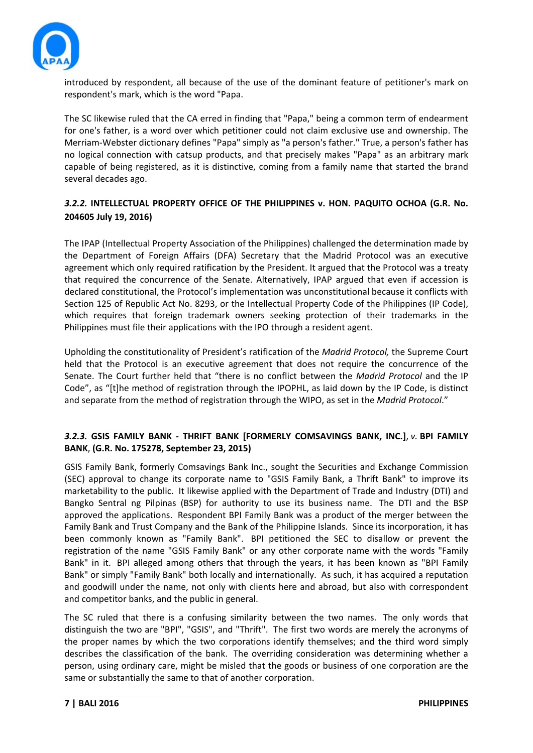introduced by respondent, all because of the use of the dominant feature of petitioner's mark on respondent's mark, which is the word "Papa.

The SC likewise ruled that the CA erred in finding that "Papa," being a common term of endearment for one's father, is a word over which petitioner could not claim exclusive use and ownership. The Merriam-Webster dictionary defines "Papa" simply as "a person's father." True, a person's father has no logical connection with catsup products, and that precisely makes "Papa" as an arbitrary mark capable of being registered, as it is distinctive, coming from a family name that started the brand several decades ago.

### ***3.2.2.* INTELLECTUAL PROPERTY OFFICE OF THE PHILIPPINES v. HON. PAQUITO OCHOA (G.R. No. 204605 July 19, 2016)**

The IPAP (Intellectual Property Association of the Philippines) challenged the determination made by the Department of Foreign Affairs (DFA) Secretary that the Madrid Protocol was an executive agreement which only required ratification by the President. It argued that the Protocol was a treaty that required the concurrence of the Senate. Alternatively, IPAP argued that even if accession is declared constitutional, the Protocol's implementation was unconstitutional because it conflicts with Section 125 of Republic Act No. 8293, or the Intellectual Property Code of the Philippines (IP Code), which requires that foreign trademark owners seeking protection of their trademarks in the Philippines must file their applications with the IPO through a resident agent.

Upholding the constitutionality of President's ratification of the *Madrid Protocol,* the Supreme Court held that the Protocol is an executive agreement that does not require the concurrence of the Senate. The Court further held that "there is no conflict between the *Madrid Protocol* and the IP Code", as "[t]he method of registration through the IPOPHL, as laid down by the IP Code, is distinct and separate from the method of registration through the WIPO, as set in the *Madrid Protocol*."

### ***3.2.3.* GSIS FAMILY BANK - THRIFT BANK [FORMERLY COMSAVINGS BANK, INC.], *v.* BPI FAMILY BANK, (G.R. No. 175278, September 23, 2015)**

GSIS Family Bank, formerly Comsavings Bank Inc., sought the Securities and Exchange Commission (SEC) approval to change its corporate name to "GSIS Family Bank, a Thrift Bank" to improve its marketability to the public. It likewise applied with the Department of Trade and Industry (DTI) and Bangko Sentral ng Pilpinas (BSP) for authority to use its business name. The DTI and the BSP approved the applications. Respondent BPI Family Bank was a product of the merger between the Family Bank and Trust Company and the Bank of the Philippine Islands. Since its incorporation, it has been commonly known as "Family Bank". BPI petitioned the SEC to disallow or prevent the registration of the name "GSIS Family Bank" or any other corporate name with the words "Family Bank" in it. BPI alleged among others that through the years, it has been known as "BPI Family Bank" or simply "Family Bank" both locally and internationally. As such, it has acquired a reputation and goodwill under the name, not only with clients here and abroad, but also with correspondent and competitor banks, and the public in general.

The SC ruled that there is a confusing similarity between the two names. The only words that distinguish the two are "BPI", "GSIS", and "Thrift". The first two words are merely the acronyms of the proper names by which the two corporations identify themselves; and the third word simply describes the classification of the bank. The overriding consideration was determining whether a person, using ordinary care, might be misled that the goods or business of one corporation are the same or substantially the same to that of another corporation.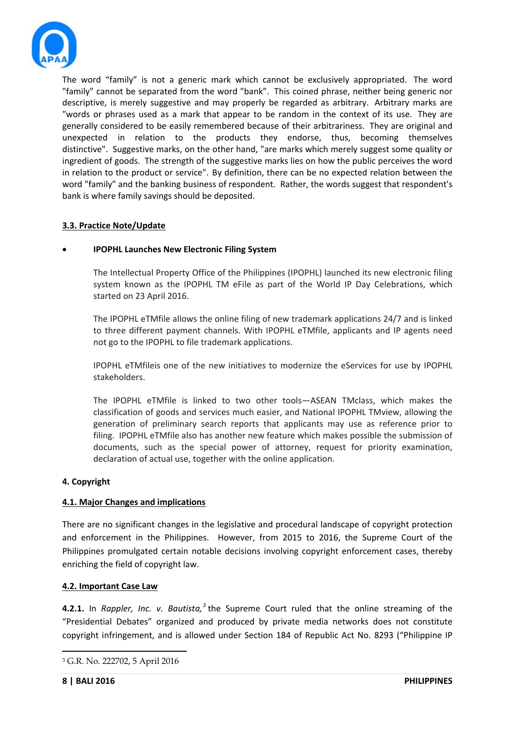The word "family" is not a generic mark which cannot be exclusively appropriated. The word "family" cannot be separated from the word "bank". This coined phrase, neither being generic nor descriptive, is merely suggestive and may properly be regarded as arbitrary. Arbitrary marks are "words or phrases used as a mark that appear to be random in the context of its use. They are generally considered to be easily remembered because of their arbitrariness. They are original and unexpected in relation to the products they endorse, thus, becoming themselves distinctive". Suggestive marks, on the other hand, "are marks which merely suggest some quality or ingredient of goods. The strength of the suggestive marks lies on how the public perceives the word in relation to the product or service". By definition, there can be no expected relation between the word "family" and the banking business of respondent. Rather, the words suggest that respondent's bank is where family savings should be deposited.

**3.3. Practice Note/Update**

- **IPOPHL Launches New Electronic Filing System**

  The Intellectual Property Office of the Philippines (IPOPHL) launched its new electronic filing system known as the IPOPHL TM eFile as part of the World IP Day Celebrations, which started on 23 April 2016.

  The IPOPHL eTMfile allows the online filing of new trademark applications 24/7 and is linked to three different payment channels. With IPOPHL eTMfile, applicants and IP agents need not go to the IPOPHL to file trademark applications.

  IPOPHL eTMfileis one of the new initiatives to modernize the eServices for use by IPOPHL stakeholders.

  The IPOPHL eTMfile is linked to two other tools—ASEAN TMclass, which makes the classification of goods and services much easier, and National IPOPHL TMview, allowing the generation of preliminary search reports that applicants may use as reference prior to filing. IPOPHL eTMfile also has another new feature which makes possible the submission of documents, such as the special power of attorney, request for priority examination, declaration of actual use, together with the online application.

**4. Copyright**

**4.1. Major Changes and implications**

There are no significant changes in the legislative and procedural landscape of copyright protection and enforcement in the Philippines. However, from 2015 to 2016, the Supreme Court of the Philippines promulgated certain notable decisions involving copyright enforcement cases, thereby enriching the field of copyright law.

**4.2. Important Case Law**

**4.2.1.** In *Rappler, Inc. v. Bautista,*[3] the Supreme Court ruled that the online streaming of the "Presidential Debates" organized and produced by private media networks does not constitute copyright infringement, and is allowed under Section 184 of Republic Act No. 8293 ("Philippine IP

[3] G.R. No. 222702, 5 April 2016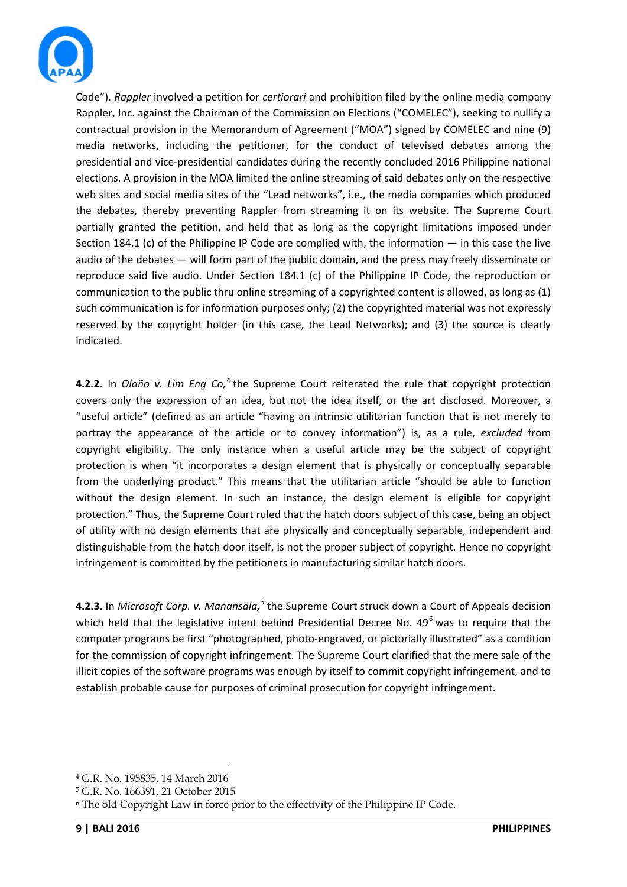Code"). *Rappler* involved a petition for *certiorari* and prohibition filed by the online media company Rappler, Inc. against the Chairman of the Commission on Elections ("COMELEC"), seeking to nullify a contractual provision in the Memorandum of Agreement ("MOA") signed by COMELEC and nine (9) media networks, including the petitioner, for the conduct of televised debates among the presidential and vice-presidential candidates during the recently concluded 2016 Philippine national elections. A provision in the MOA limited the online streaming of said debates only on the respective web sites and social media sites of the "Lead networks", i.e., the media companies which produced the debates, thereby preventing Rappler from streaming it on its website. The Supreme Court partially granted the petition, and held that as long as the copyright limitations imposed under Section 184.1 (c) of the Philippine IP Code are complied with, the information — in this case the live audio of the debates — will form part of the public domain, and the press may freely disseminate or reproduce said live audio. Under Section 184.1 (c) of the Philippine IP Code, the reproduction or communication to the public thru online streaming of a copyrighted content is allowed, as long as (1) such communication is for information purposes only; (2) the copyrighted material was not expressly reserved by the copyright holder (in this case, the Lead Networks); and (3) the source is clearly indicated.

**4.2.2.** In *Olaño v. Lim Eng Co,*[4] the Supreme Court reiterated the rule that copyright protection covers only the expression of an idea, but not the idea itself, or the art disclosed. Moreover, a "useful article" (defined as an article "having an intrinsic utilitarian function that is not merely to portray the appearance of the article or to convey information") is, as a rule, *excluded* from copyright eligibility. The only instance when a useful article may be the subject of copyright protection is when "it incorporates a design element that is physically or conceptually separable from the underlying product." This means that the utilitarian article "should be able to function without the design element. In such an instance, the design element is eligible for copyright protection." Thus, the Supreme Court ruled that the hatch doors subject of this case, being an object of utility with no design elements that are physically and conceptually separable, independent and distinguishable from the hatch door itself, is not the proper subject of copyright. Hence no copyright infringement is committed by the petitioners in manufacturing similar hatch doors.

**4.2.3.** In *Microsoft Corp. v. Manansala,*[5] the Supreme Court struck down a Court of Appeals decision which held that the legislative intent behind Presidential Decree No. 49[6] was to require that the computer programs be first "photographed, photo-engraved, or pictorially illustrated" as a condition for the commission of copyright infringement. The Supreme Court clarified that the mere sale of the illicit copies of the software programs was enough by itself to commit copyright infringement, and to establish probable cause for purposes of criminal prosecution for copyright infringement.

---

[4] G.R. No. 195835, 14 March 2016

[5] G.R. No. 166391, 21 October 2015

[6] The old Copyright Law in force prior to the effectivity of the Philippine IP Code.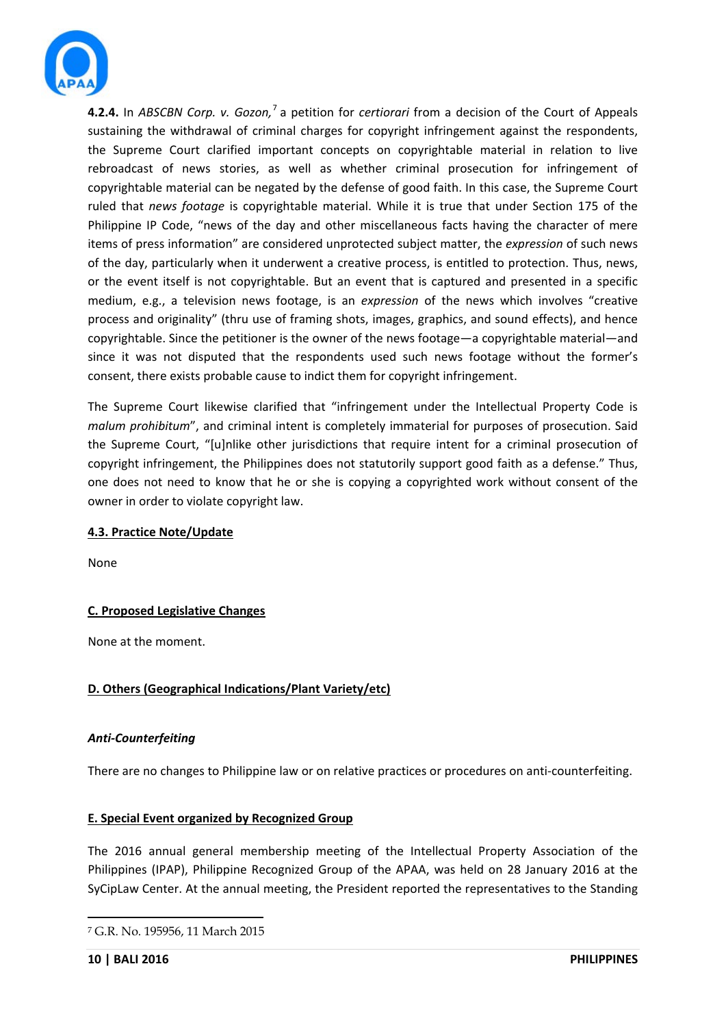**4.2.4.** In *ABSCBN Corp. v. Gozon,*[7] a petition for *certiorari* from a decision of the Court of Appeals sustaining the withdrawal of criminal charges for copyright infringement against the respondents, the Supreme Court clarified important concepts on copyrightable material in relation to live rebroadcast of news stories, as well as whether criminal prosecution for infringement of copyrightable material can be negated by the defense of good faith. In this case, the Supreme Court ruled that *news footage* is copyrightable material. While it is true that under Section 175 of the Philippine IP Code, "news of the day and other miscellaneous facts having the character of mere items of press information" are considered unprotected subject matter, the *expression* of such news of the day, particularly when it underwent a creative process, is entitled to protection. Thus, news, or the event itself is not copyrightable. But an event that is captured and presented in a specific medium, e.g., a television news footage, is an *expression* of the news which involves "creative process and originality" (thru use of framing shots, images, graphics, and sound effects), and hence copyrightable. Since the petitioner is the owner of the news footage—a copyrightable material—and since it was not disputed that the respondents used such news footage without the former's consent, there exists probable cause to indict them for copyright infringement.

The Supreme Court likewise clarified that "infringement under the Intellectual Property Code is *malum prohibitum*", and criminal intent is completely immaterial for purposes of prosecution. Said the Supreme Court, "[u]nlike other jurisdictions that require intent for a criminal prosecution of copyright infringement, the Philippines does not statutorily support good faith as a defense." Thus, one does not need to know that he or she is copying a copyrighted work without consent of the owner in order to violate copyright law.

**4.3. Practice Note/Update**

None

**C. Proposed Legislative Changes**

None at the moment.

**D. Others (Geographical Indications/Plant Variety/etc)**

***Anti-Counterfeiting***

There are no changes to Philippine law or on relative practices or procedures on anti-counterfeiting.

**E. Special Event organized by Recognized Group**

The 2016 annual general membership meeting of the Intellectual Property Association of the Philippines (IPAP), Philippine Recognized Group of the APAA, was held on 28 January 2016 at the SyCipLaw Center. At the annual meeting, the President reported the representatives to the Standing

[7] G.R. No. 195956, 11 March 2015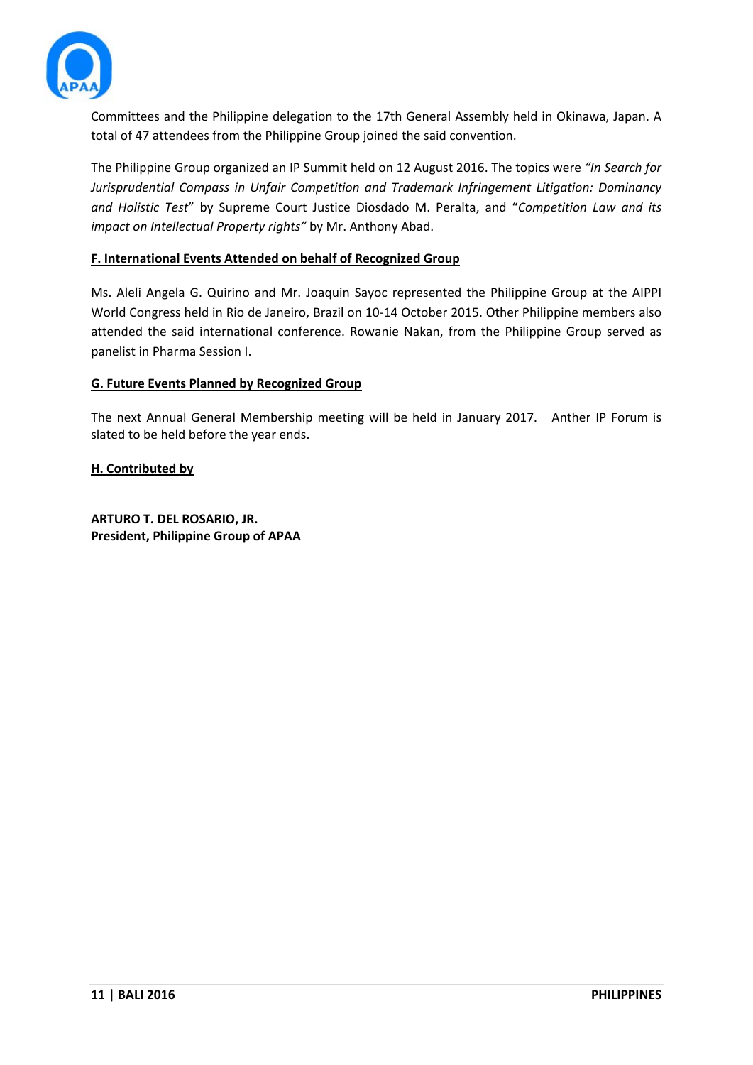Committees and the Philippine delegation to the 17th General Assembly held in Okinawa, Japan. A total of 47 attendees from the Philippine Group joined the said convention.

The Philippine Group organized an IP Summit held on 12 August 2016. The topics were *"In Search for Jurisprudential Compass in Unfair Competition and Trademark Infringement Litigation: Dominancy and Holistic Test*" by Supreme Court Justice Diosdado M. Peralta, and "*Competition Law and its impact on Intellectual Property rights"* by Mr. Anthony Abad.

**F. International Events Attended on behalf of Recognized Group**

Ms. Aleli Angela G. Quirino and Mr. Joaquin Sayoc represented the Philippine Group at the AIPPI World Congress held in Rio de Janeiro, Brazil on 10-14 October 2015. Other Philippine members also attended the said international conference. Rowanie Nakan, from the Philippine Group served as panelist in Pharma Session I.

**G. Future Events Planned by Recognized Group**

The next Annual General Membership meeting will be held in January 2017. Anther IP Forum is slated to be held before the year ends.

**H. Contributed by**

**ARTURO T. DEL ROSARIO, JR.**
**President, Philippine Group of APAA**